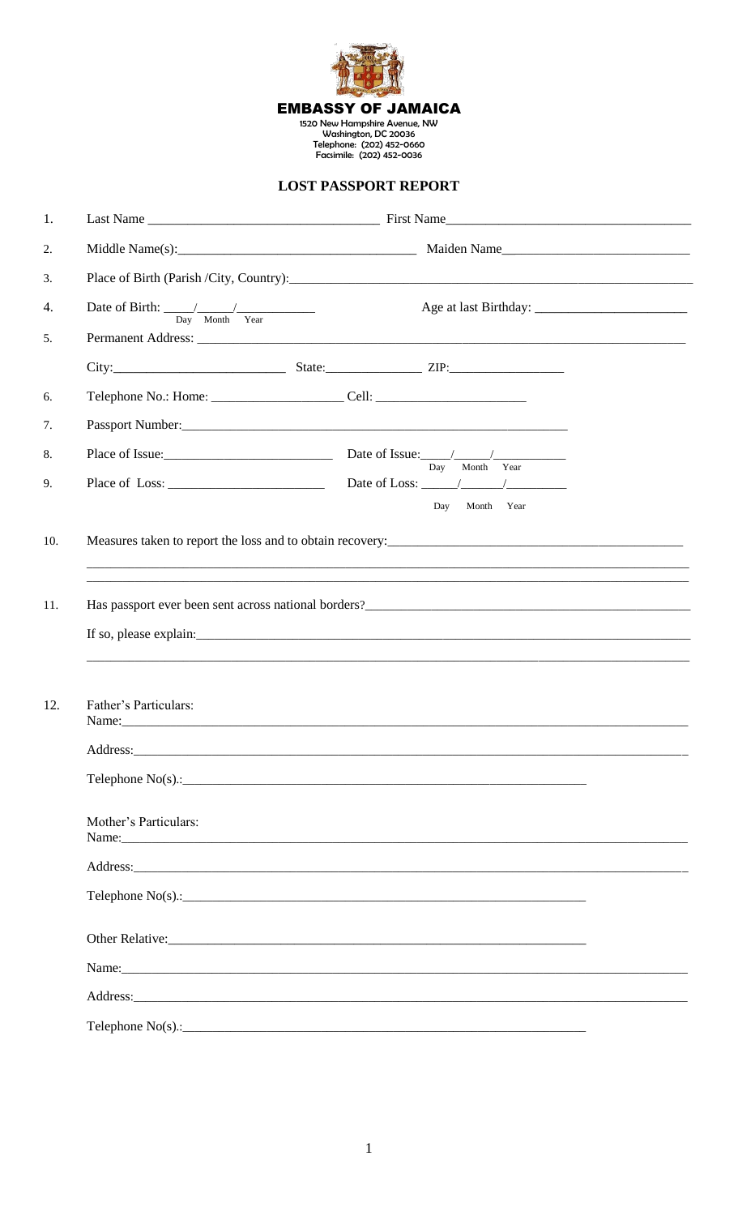**EMBASSY OF JAMAICA**

1520 New Hampshire Avenue, NW
Washington, DC 20036
Telephone: (202) 452-0660
Facsimile: (202) 452-0036

## LOST PASSPORT REPORT

1. Last Name ________________________________ First Name ________________________________

2. Middle Name(s): ________________________________ Maiden Name ________________________________

3. Place of Birth (Parish /City, Country): ________________________________

4. Date of Birth: ____/____/________ (Day Month Year) Age at last Birthday: ____________________

5. Permanent Address: ________________________________

   City: ____________________ State: ______________ ZIP: ______________

6. Telephone No.: Home: ____________________ Cell: ____________________

7. Passport Number: ________________________________

8. Place of Issue: ____________________ Date of Issue: ____/____/________ (Day Month Year)

9. Place of Loss: ____________________ Date of Loss: ____/____/________ (Day Month Year)

10. Measures taken to report the loss and to obtain recovery: ________________________________

    ________________________________

    ________________________________

11. Has passport ever been sent across national borders? ________________________________

    If so, please explain: ________________________________

    ________________________________

12. Father's Particulars:
    Name: ________________________________

    Address: ________________________________

    Telephone No(s).: ________________________________

    Mother's Particulars:
    Name: ________________________________

    Address: ________________________________

    Telephone No(s).: ________________________________

    Other Relative: ________________________________

    Name: ________________________________

    Address: ________________________________

    Telephone No(s).: ________________________________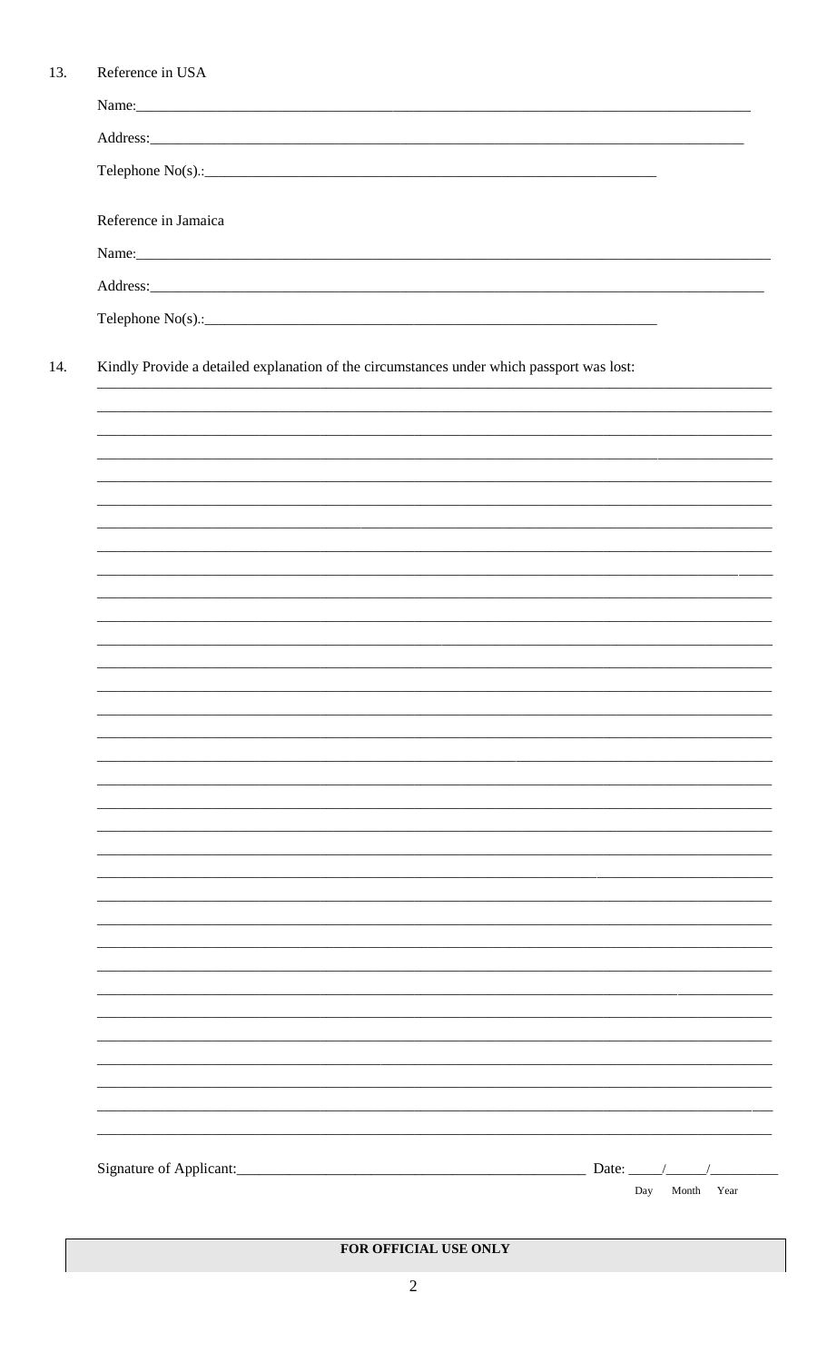13. Reference in USA

    Name:\_\_\_\_\_\_\_\_\_\_\_\_\_\_\_\_\_\_\_\_\_\_\_\_\_\_\_\_\_\_\_\_\_\_\_\_\_\_\_\_\_\_\_\_\_\_\_\_\_\_\_\_\_\_\_\_\_\_\_\_

    Address:\_\_\_\_\_\_\_\_\_\_\_\_\_\_\_\_\_\_\_\_\_\_\_\_\_\_\_\_\_\_\_\_\_\_\_\_\_\_\_\_\_\_\_\_\_\_\_\_\_\_\_\_\_\_\_\_\_\_

    Telephone No(s).:\_\_\_\_\_\_\_\_\_\_\_\_\_\_\_\_\_\_\_\_\_\_\_\_\_\_\_\_\_\_\_\_\_\_\_\_\_\_\_\_\_\_\_\_

    Reference in Jamaica

    Name:\_\_\_\_\_\_\_\_\_\_\_\_\_\_\_\_\_\_\_\_\_\_\_\_\_\_\_\_\_\_\_\_\_\_\_\_\_\_\_\_\_\_\_\_\_\_\_\_\_\_\_\_\_\_\_\_\_\_\_\_

    Address:\_\_\_\_\_\_\_\_\_\_\_\_\_\_\_\_\_\_\_\_\_\_\_\_\_\_\_\_\_\_\_\_\_\_\_\_\_\_\_\_\_\_\_\_\_\_\_\_\_\_\_\_\_\_\_\_\_\_

    Telephone No(s).:\_\_\_\_\_\_\_\_\_\_\_\_\_\_\_\_\_\_\_\_\_\_\_\_\_\_\_\_\_\_\_\_\_\_\_\_\_\_\_\_\_\_\_\_

14. Kindly Provide a detailed explanation of the circumstances under which passport was lost:

Signature of Applicant:\_\_\_\_\_\_\_\_\_\_\_\_\_\_\_\_\_\_\_\_\_\_\_\_\_\_\_\_\_\_\_\_\_\_\_\_\_\_ Date: \_\_\_\_/\_\_\_\_/\_\_\_\_\_\_\_

Day Month Year

**FOR OFFICIAL USE ONLY**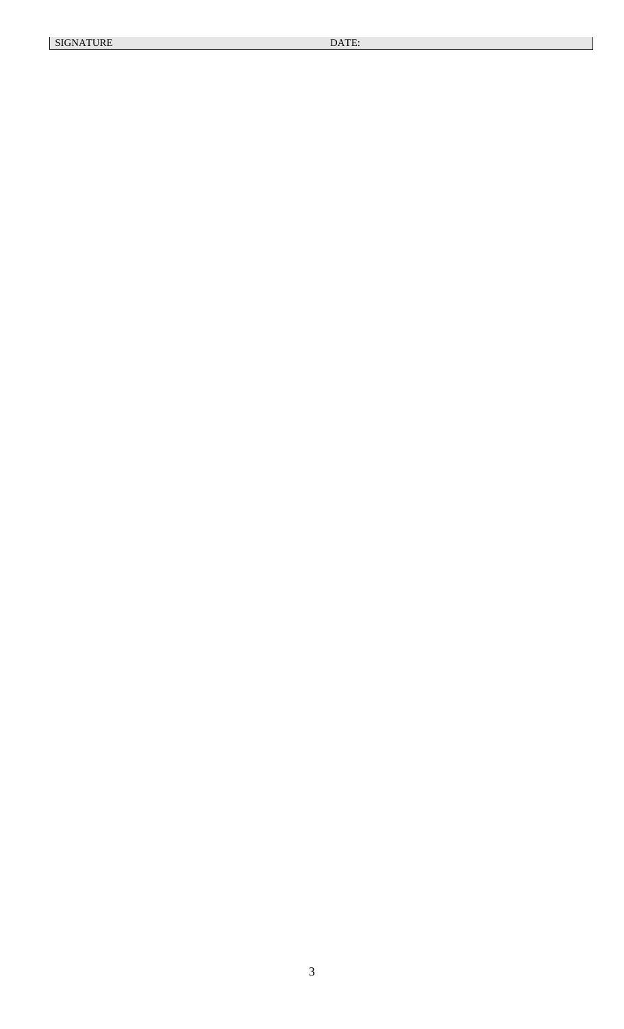| | |
|---|---|
| SIGNATURE | DATE: |